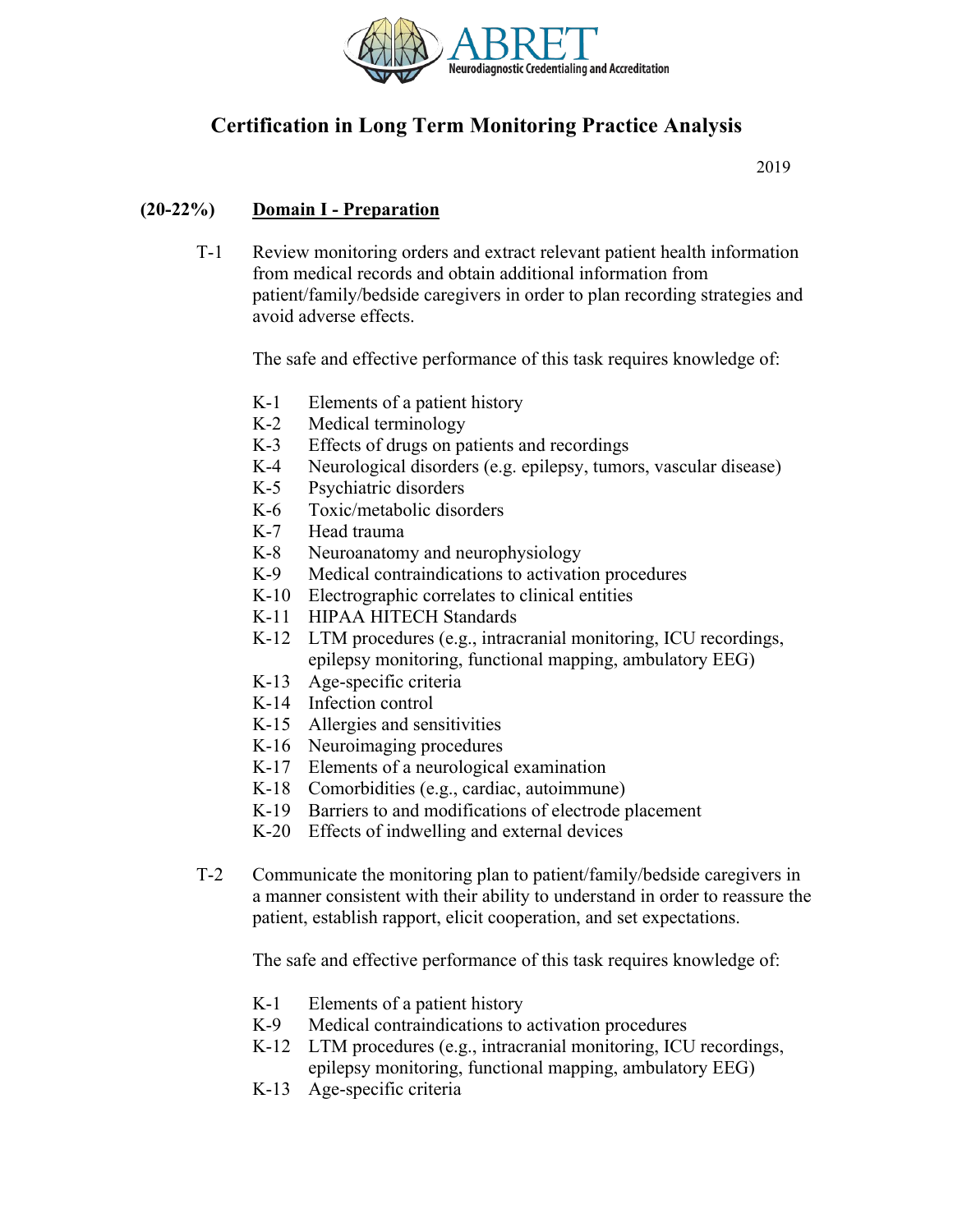ABRET

Neurodiagnostic Credentialing and Accreditation

# Certification in Long Term Monitoring Practice Analysis

2019

## (20-22%) Domain I - Preparation

T-1 Review monitoring orders and extract relevant patient health information from medical records and obtain additional information from patient/family/bedside caregivers in order to plan recording strategies and avoid adverse effects.

The safe and effective performance of this task requires knowledge of:

- K-1 Elements of a patient history
- K-2 Medical terminology
- K-3 Effects of drugs on patients and recordings
- K-4 Neurological disorders (e.g. epilepsy, tumors, vascular disease)
- K-5 Psychiatric disorders
- K-6 Toxic/metabolic disorders
- K-7 Head trauma
- K-8 Neuroanatomy and neurophysiology
- K-9 Medical contraindications to activation procedures
- K-10 Electrographic correlates to clinical entities
- K-11 HIPAA HITECH Standards
- K-12 LTM procedures (e.g., intracranial monitoring, ICU recordings, epilepsy monitoring, functional mapping, ambulatory EEG)
- K-13 Age-specific criteria
- K-14 Infection control
- K-15 Allergies and sensitivities
- K-16 Neuroimaging procedures
- K-17 Elements of a neurological examination
- K-18 Comorbidities (e.g., cardiac, autoimmune)
- K-19 Barriers to and modifications of electrode placement
- K-20 Effects of indwelling and external devices

T-2 Communicate the monitoring plan to patient/family/bedside caregivers in a manner consistent with their ability to understand in order to reassure the patient, establish rapport, elicit cooperation, and set expectations.

The safe and effective performance of this task requires knowledge of:

- K-1 Elements of a patient history
- K-9 Medical contraindications to activation procedures
- K-12 LTM procedures (e.g., intracranial monitoring, ICU recordings, epilepsy monitoring, functional mapping, ambulatory EEG)
- K-13 Age-specific criteria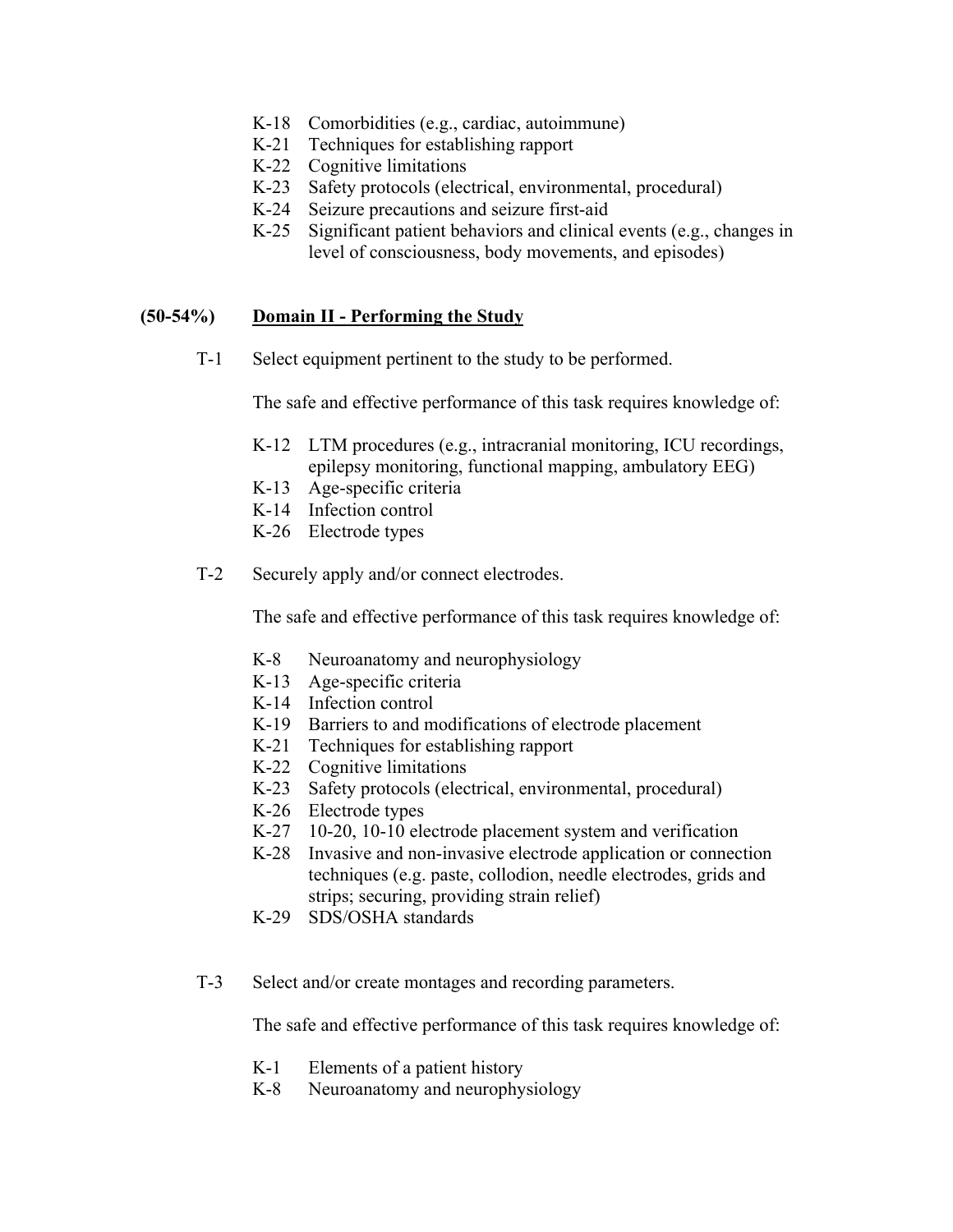- K-18 Comorbidities (e.g., cardiac, autoimmune)
- K-21 Techniques for establishing rapport
- K-22 Cognitive limitations
- K-23 Safety protocols (electrical, environmental, procedural)
- K-24 Seizure precautions and seizure first-aid
- K-25 Significant patient behaviors and clinical events (e.g., changes in level of consciousness, body movements, and episodes)

## (50-54%) Domain II - Performing the Study

**T-1** Select equipment pertinent to the study to be performed.

The safe and effective performance of this task requires knowledge of:

- K-12 LTM procedures (e.g., intracranial monitoring, ICU recordings, epilepsy monitoring, functional mapping, ambulatory EEG)
- K-13 Age-specific criteria
- K-14 Infection control
- K-26 Electrode types

**T-2** Securely apply and/or connect electrodes.

The safe and effective performance of this task requires knowledge of:

- K-8 Neuroanatomy and neurophysiology
- K-13 Age-specific criteria
- K-14 Infection control
- K-19 Barriers to and modifications of electrode placement
- K-21 Techniques for establishing rapport
- K-22 Cognitive limitations
- K-23 Safety protocols (electrical, environmental, procedural)
- K-26 Electrode types
- K-27 10-20, 10-10 electrode placement system and verification
- K-28 Invasive and non-invasive electrode application or connection techniques (e.g. paste, collodion, needle electrodes, grids and strips; securing, providing strain relief)
- K-29 SDS/OSHA standards

**T-3** Select and/or create montages and recording parameters.

The safe and effective performance of this task requires knowledge of:

- K-1 Elements of a patient history
- K-8 Neuroanatomy and neurophysiology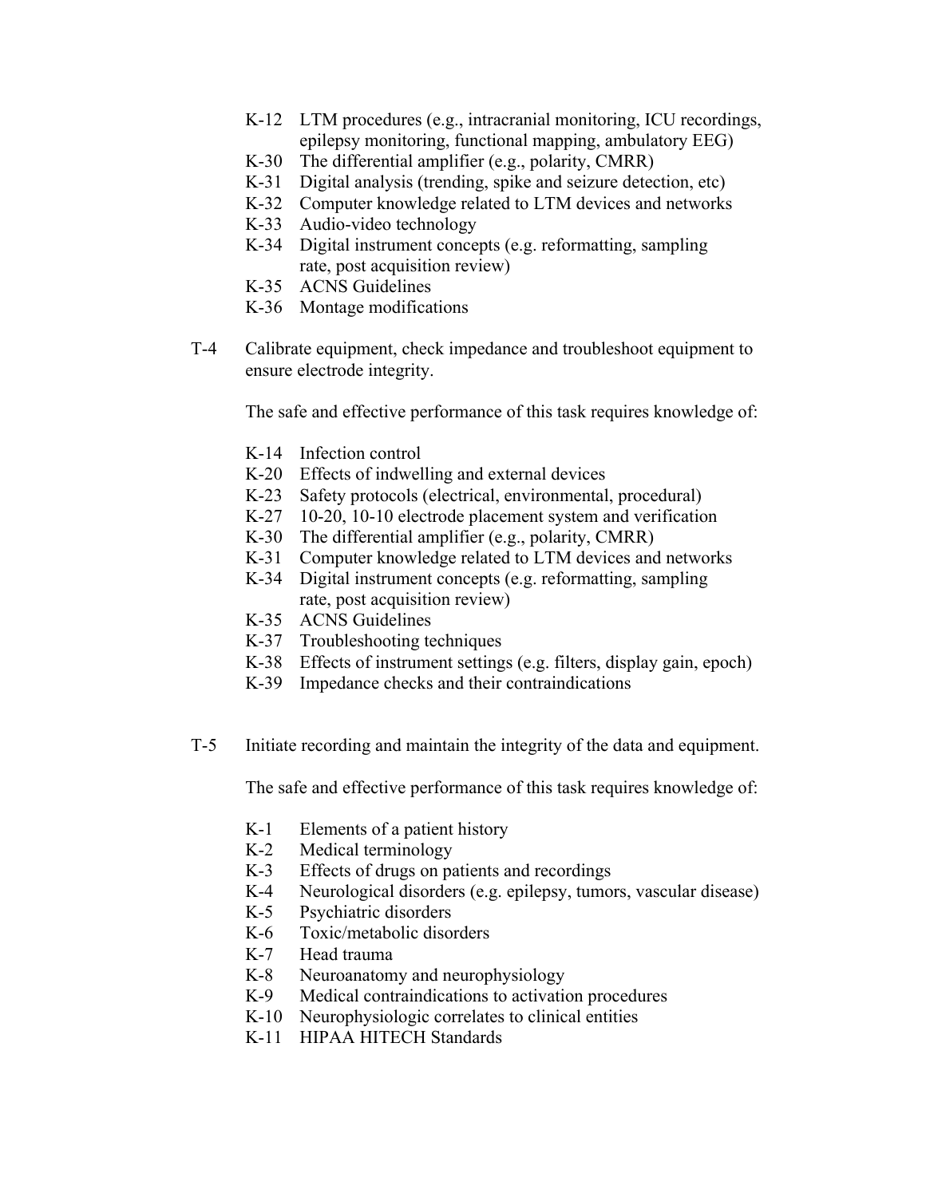- K-12 LTM procedures (e.g., intracranial monitoring, ICU recordings, epilepsy monitoring, functional mapping, ambulatory EEG)
- K-30 The differential amplifier (e.g., polarity, CMRR)
- K-31 Digital analysis (trending, spike and seizure detection, etc)
- K-32 Computer knowledge related to LTM devices and networks
- K-33 Audio-video technology
- K-34 Digital instrument concepts (e.g. reformatting, sampling rate, post acquisition review)
- K-35 ACNS Guidelines
- K-36 Montage modifications

T-4 Calibrate equipment, check impedance and troubleshoot equipment to ensure electrode integrity.

The safe and effective performance of this task requires knowledge of:

- K-14 Infection control
- K-20 Effects of indwelling and external devices
- K-23 Safety protocols (electrical, environmental, procedural)
- K-27 10-20, 10-10 electrode placement system and verification
- K-30 The differential amplifier (e.g., polarity, CMRR)
- K-31 Computer knowledge related to LTM devices and networks
- K-34 Digital instrument concepts (e.g. reformatting, sampling rate, post acquisition review)
- K-35 ACNS Guidelines
- K-37 Troubleshooting techniques
- K-38 Effects of instrument settings (e.g. filters, display gain, epoch)
- K-39 Impedance checks and their contraindications

T-5 Initiate recording and maintain the integrity of the data and equipment.

The safe and effective performance of this task requires knowledge of:

- K-1 Elements of a patient history
- K-2 Medical terminology
- K-3 Effects of drugs on patients and recordings
- K-4 Neurological disorders (e.g. epilepsy, tumors, vascular disease)
- K-5 Psychiatric disorders
- K-6 Toxic/metabolic disorders
- K-7 Head trauma
- K-8 Neuroanatomy and neurophysiology
- K-9 Medical contraindications to activation procedures
- K-10 Neurophysiologic correlates to clinical entities
- K-11 HIPAA HITECH Standards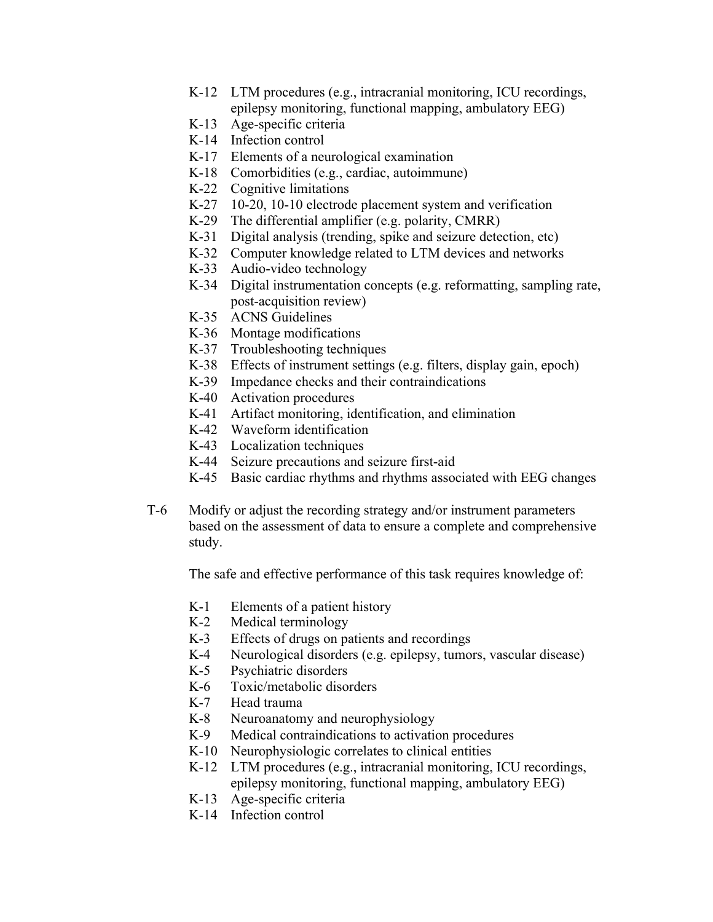- K-12 LTM procedures (e.g., intracranial monitoring, ICU recordings, epilepsy monitoring, functional mapping, ambulatory EEG)
- K-13 Age-specific criteria
- K-14 Infection control
- K-17 Elements of a neurological examination
- K-18 Comorbidities (e.g., cardiac, autoimmune)
- K-22 Cognitive limitations
- K-27 10-20, 10-10 electrode placement system and verification
- K-29 The differential amplifier (e.g. polarity, CMRR)
- K-31 Digital analysis (trending, spike and seizure detection, etc)
- K-32 Computer knowledge related to LTM devices and networks
- K-33 Audio-video technology
- K-34 Digital instrumentation concepts (e.g. reformatting, sampling rate, post-acquisition review)
- K-35 ACNS Guidelines
- K-36 Montage modifications
- K-37 Troubleshooting techniques
- K-38 Effects of instrument settings (e.g. filters, display gain, epoch)
- K-39 Impedance checks and their contraindications
- K-40 Activation procedures
- K-41 Artifact monitoring, identification, and elimination
- K-42 Waveform identification
- K-43 Localization techniques
- K-44 Seizure precautions and seizure first-aid
- K-45 Basic cardiac rhythms and rhythms associated with EEG changes

T-6 Modify or adjust the recording strategy and/or instrument parameters based on the assessment of data to ensure a complete and comprehensive study.

The safe and effective performance of this task requires knowledge of:

- K-1 Elements of a patient history
- K-2 Medical terminology
- K-3 Effects of drugs on patients and recordings
- K-4 Neurological disorders (e.g. epilepsy, tumors, vascular disease)
- K-5 Psychiatric disorders
- K-6 Toxic/metabolic disorders
- K-7 Head trauma
- K-8 Neuroanatomy and neurophysiology
- K-9 Medical contraindications to activation procedures
- K-10 Neurophysiologic correlates to clinical entities
- K-12 LTM procedures (e.g., intracranial monitoring, ICU recordings, epilepsy monitoring, functional mapping, ambulatory EEG)
- K-13 Age-specific criteria
- K-14 Infection control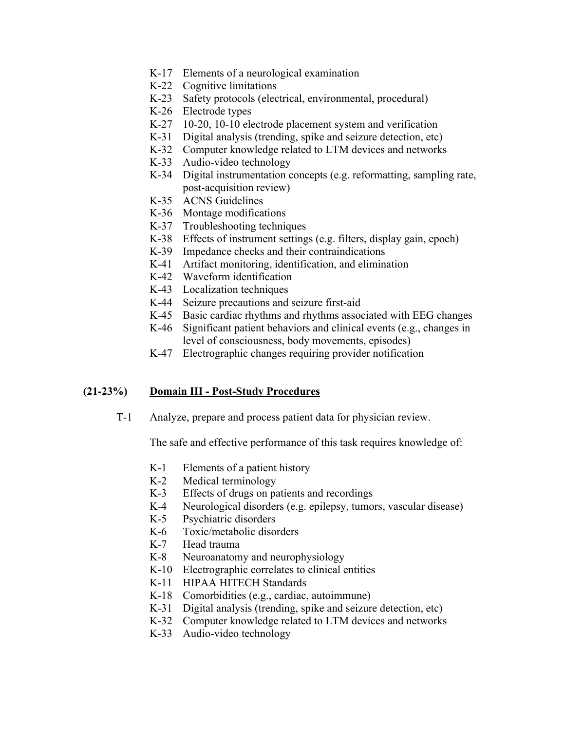- K-17 Elements of a neurological examination
- K-22 Cognitive limitations
- K-23 Safety protocols (electrical, environmental, procedural)
- K-26 Electrode types
- K-27 10-20, 10-10 electrode placement system and verification
- K-31 Digital analysis (trending, spike and seizure detection, etc)
- K-32 Computer knowledge related to LTM devices and networks
- K-33 Audio-video technology
- K-34 Digital instrumentation concepts (e.g. reformatting, sampling rate, post-acquisition review)
- K-35 ACNS Guidelines
- K-36 Montage modifications
- K-37 Troubleshooting techniques
- K-38 Effects of instrument settings (e.g. filters, display gain, epoch)
- K-39 Impedance checks and their contraindications
- K-41 Artifact monitoring, identification, and elimination
- K-42 Waveform identification
- K-43 Localization techniques
- K-44 Seizure precautions and seizure first-aid
- K-45 Basic cardiac rhythms and rhythms associated with EEG changes
- K-46 Significant patient behaviors and clinical events (e.g., changes in level of consciousness, body movements, episodes)
- K-47 Electrographic changes requiring provider notification

## (21-23%) Domain III - Post-Study Procedures

T-1 Analyze, prepare and process patient data for physician review.

The safe and effective performance of this task requires knowledge of:

- K-1 Elements of a patient history
- K-2 Medical terminology
- K-3 Effects of drugs on patients and recordings
- K-4 Neurological disorders (e.g. epilepsy, tumors, vascular disease)
- K-5 Psychiatric disorders
- K-6 Toxic/metabolic disorders
- K-7 Head trauma
- K-8 Neuroanatomy and neurophysiology
- K-10 Electrographic correlates to clinical entities
- K-11 HIPAA HITECH Standards
- K-18 Comorbidities (e.g., cardiac, autoimmune)
- K-31 Digital analysis (trending, spike and seizure detection, etc)
- K-32 Computer knowledge related to LTM devices and networks
- K-33 Audio-video technology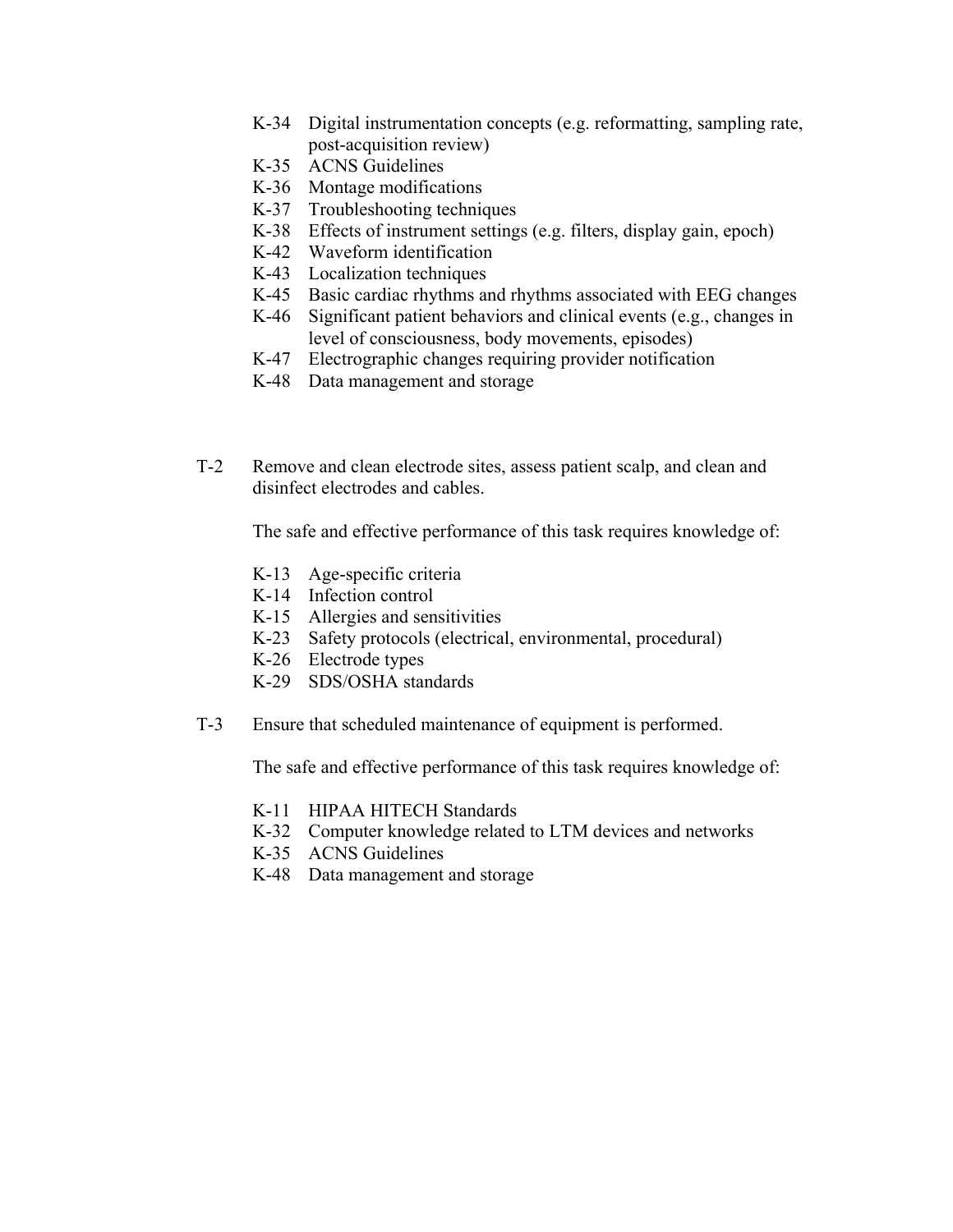- K-34 Digital instrumentation concepts (e.g. reformatting, sampling rate, post-acquisition review)
- K-35 ACNS Guidelines
- K-36 Montage modifications
- K-37 Troubleshooting techniques
- K-38 Effects of instrument settings (e.g. filters, display gain, epoch)
- K-42 Waveform identification
- K-43 Localization techniques
- K-45 Basic cardiac rhythms and rhythms associated with EEG changes
- K-46 Significant patient behaviors and clinical events (e.g., changes in level of consciousness, body movements, episodes)
- K-47 Electrographic changes requiring provider notification
- K-48 Data management and storage

T-2 Remove and clean electrode sites, assess patient scalp, and clean and disinfect electrodes and cables.

The safe and effective performance of this task requires knowledge of:

- K-13 Age-specific criteria
- K-14 Infection control
- K-15 Allergies and sensitivities
- K-23 Safety protocols (electrical, environmental, procedural)
- K-26 Electrode types
- K-29 SDS/OSHA standards

T-3 Ensure that scheduled maintenance of equipment is performed.

The safe and effective performance of this task requires knowledge of:

- K-11 HIPAA HITECH Standards
- K-32 Computer knowledge related to LTM devices and networks
- K-35 ACNS Guidelines
- K-48 Data management and storage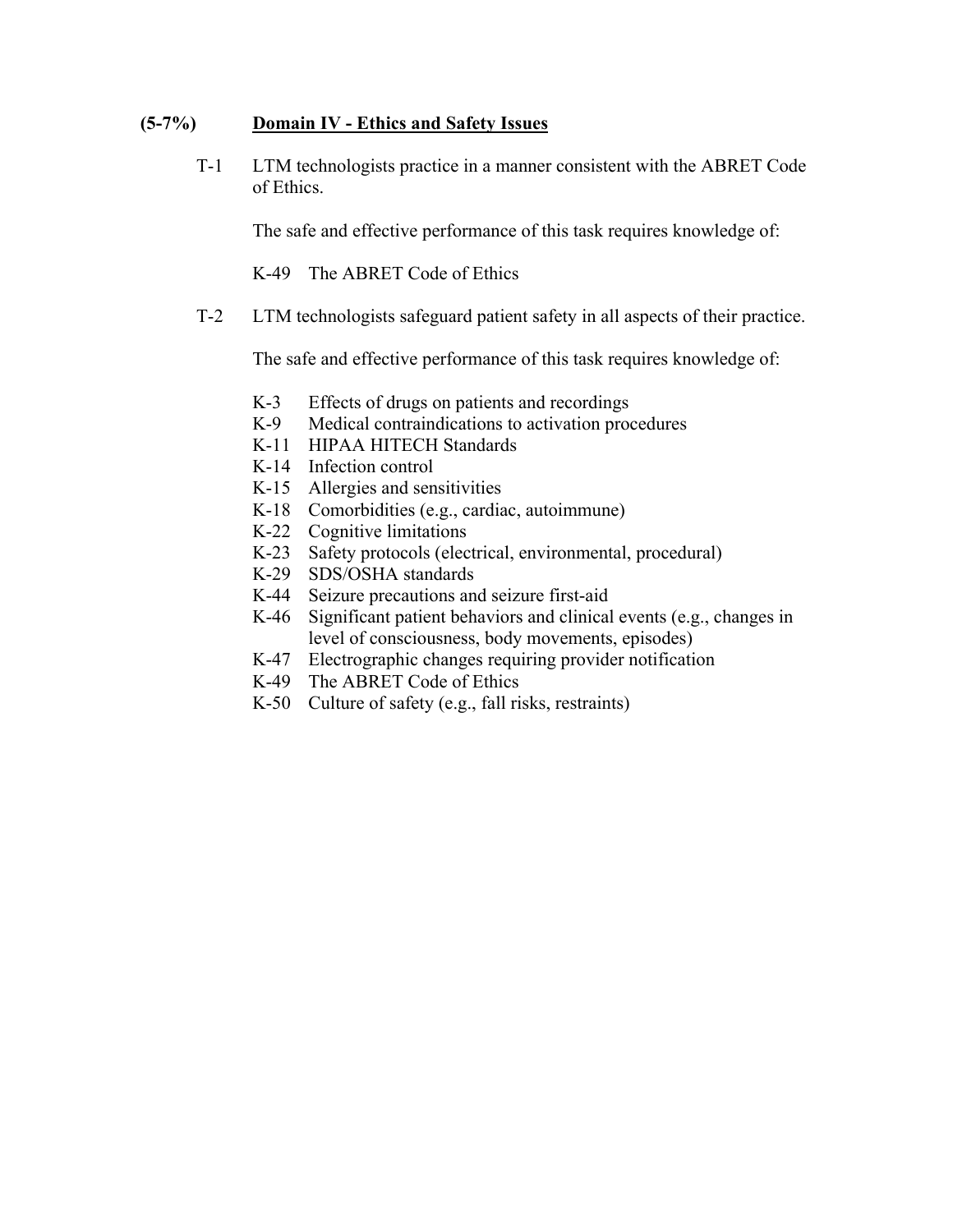## (5-7%) Domain IV - Ethics and Safety Issues

T-1 LTM technologists practice in a manner consistent with the ABRET Code of Ethics.

The safe and effective performance of this task requires knowledge of:

- K-49 The ABRET Code of Ethics

T-2 LTM technologists safeguard patient safety in all aspects of their practice.

The safe and effective performance of this task requires knowledge of:

- K-3 Effects of drugs on patients and recordings
- K-9 Medical contraindications to activation procedures
- K-11 HIPAA HITECH Standards
- K-14 Infection control
- K-15 Allergies and sensitivities
- K-18 Comorbidities (e.g., cardiac, autoimmune)
- K-22 Cognitive limitations
- K-23 Safety protocols (electrical, environmental, procedural)
- K-29 SDS/OSHA standards
- K-44 Seizure precautions and seizure first-aid
- K-46 Significant patient behaviors and clinical events (e.g., changes in level of consciousness, body movements, episodes)
- K-47 Electrographic changes requiring provider notification
- K-49 The ABRET Code of Ethics
- K-50 Culture of safety (e.g., fall risks, restraints)